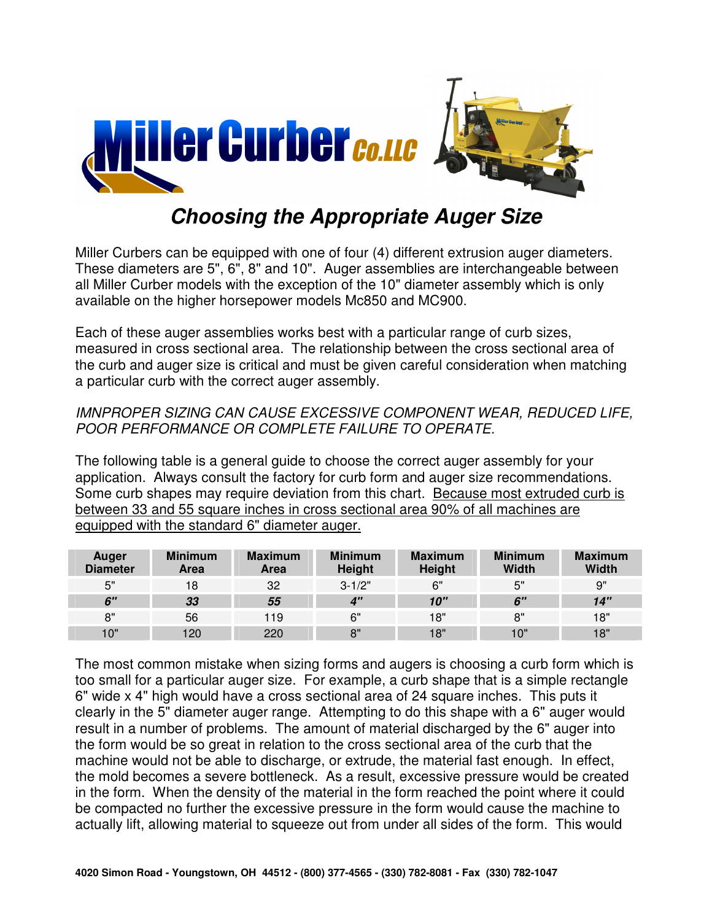# Choosing the Appropriate Auger Size

Miller Curbers can be equipped with one of four (4) different extrusion auger diameters. These diameters are 5", 6", 8" and 10". Auger assemblies are interchangeable between all Miller Curber models with the exception of the 10" diameter assembly which is only available on the higher horsepower models Mc850 and MC900.

Each of these auger assemblies works best with a particular range of curb sizes, measured in cross sectional area. The relationship between the cross sectional area of the curb and auger size is critical and must be given careful consideration when matching a particular curb with the correct auger assembly.

*IMNPROPER SIZING CAN CAUSE EXCESSIVE COMPONENT WEAR, REDUCED LIFE, POOR PERFORMANCE OR COMPLETE FAILURE TO OPERATE.*

The following table is a general guide to choose the correct auger assembly for your application. Always consult the factory for curb form and auger size recommendations. Some curb shapes may require deviation from this chart. <u>Because most extruded curb is between 33 and 55 square inches in cross sectional area 90% of all machines are equipped with the standard 6" diameter auger.</u>

| Auger Diameter | Minimum Area | Maximum Area | Minimum Height | Maximum Height | Minimum Width | Maximum Width |
|---|---|---|---|---|---|---|
| 5" | 18 | 32 | 3-1/2" | 6" | 5" | 9" |
| ***6"*** | ***33*** | ***55*** | ***4"*** | ***10"*** | ***6"*** | ***14"*** |
| 8" | 56 | 119 | 6" | 18" | 8" | 18" |
| 10" | 120 | 220 | 8" | 18" | 10" | 18" |

The most common mistake when sizing forms and augers is choosing a curb form which is too small for a particular auger size. For example, a curb shape that is a simple rectangle 6" wide x 4" high would have a cross sectional area of 24 square inches. This puts it clearly in the 5" diameter auger range. Attempting to do this shape with a 6" auger would result in a number of problems. The amount of material discharged by the 6" auger into the form would be so great in relation to the cross sectional area of the curb that the machine would not be able to discharge, or extrude, the material fast enough. In effect, the mold becomes a severe bottleneck. As a result, excessive pressure would be created in the form. When the density of the material in the form reached the point where it could be compacted no further the excessive pressure in the form would cause the machine to actually lift, allowing material to squeeze out from under all sides of the form. This would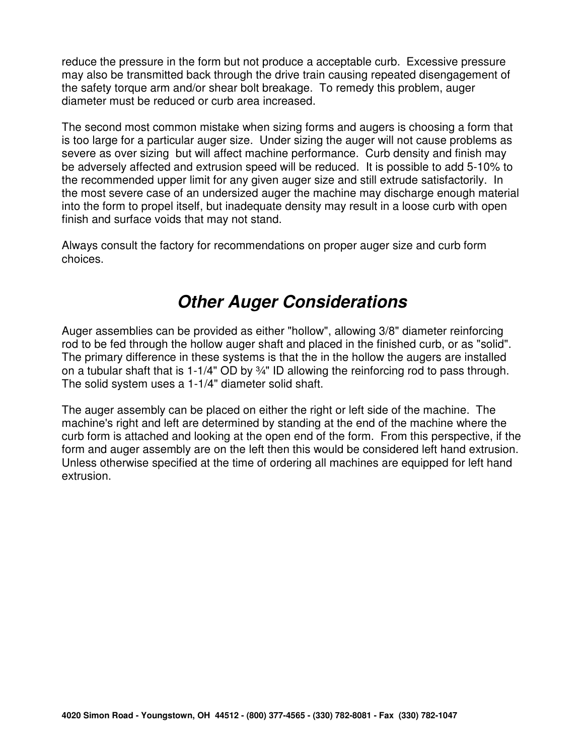reduce the pressure in the form but not produce a acceptable curb. Excessive pressure may also be transmitted back through the drive train causing repeated disengagement of the safety torque arm and/or shear bolt breakage. To remedy this problem, auger diameter must be reduced or curb area increased.

The second most common mistake when sizing forms and augers is choosing a form that is too large for a particular auger size. Under sizing the auger will not cause problems as severe as over sizing but will affect machine performance. Curb density and finish may be adversely affected and extrusion speed will be reduced. It is possible to add 5-10% to the recommended upper limit for any given auger size and still extrude satisfactorily. In the most severe case of an undersized auger the machine may discharge enough material into the form to propel itself, but inadequate density may result in a loose curb with open finish and surface voids that may not stand.

Always consult the factory for recommendations on proper auger size and curb form choices.

## ***Other Auger Considerations***

Auger assemblies can be provided as either "hollow", allowing 3/8" diameter reinforcing rod to be fed through the hollow auger shaft and placed in the finished curb, or as "solid". The primary difference in these systems is that the in the hollow the augers are installed on a tubular shaft that is 1-1/4" OD by ¾" ID allowing the reinforcing rod to pass through. The solid system uses a 1-1/4" diameter solid shaft.

The auger assembly can be placed on either the right or left side of the machine. The machine's right and left are determined by standing at the end of the machine where the curb form is attached and looking at the open end of the form. From this perspective, if the form and auger assembly are on the left then this would be considered left hand extrusion. Unless otherwise specified at the time of ordering all machines are equipped for left hand extrusion.